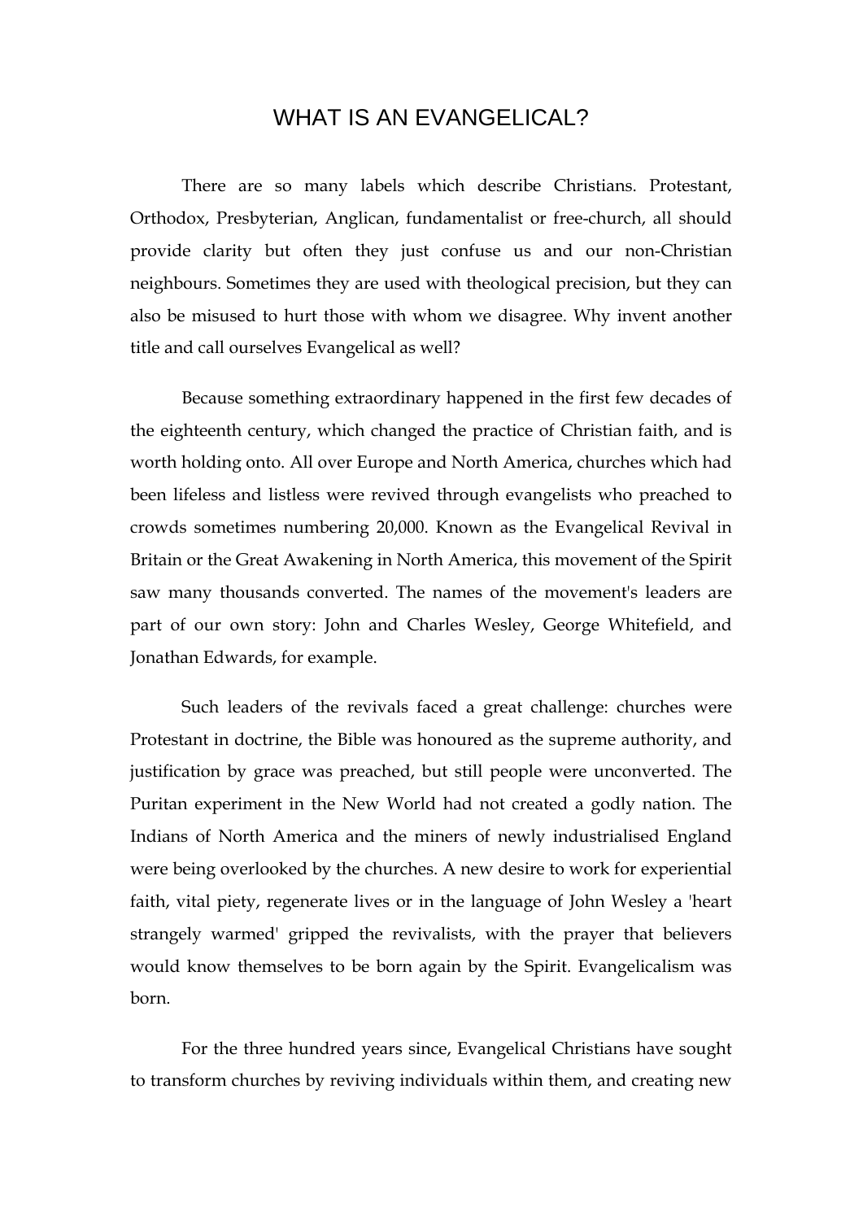# WHAT IS AN EVANGELICAL?

There are so many labels which describe Christians. Protestant, Orthodox, Presbyterian, Anglican, fundamentalist or free-church, all should provide clarity but often they just confuse us and our non-Christian neighbours. Sometimes they are used with theological precision, but they can also be misused to hurt those with whom we disagree. Why invent another title and call ourselves Evangelical as well?

Because something extraordinary happened in the first few decades of the eighteenth century, which changed the practice of Christian faith, and is worth holding onto. All over Europe and North America, churches which had been lifeless and listless were revived through evangelists who preached to crowds sometimes numbering 20,000. Known as the Evangelical Revival in Britain or the Great Awakening in North America, this movement of the Spirit saw many thousands converted. The names of the movement's leaders are part of our own story: John and Charles Wesley, George Whitefield, and Jonathan Edwards, for example.

Such leaders of the revivals faced a great challenge: churches were Protestant in doctrine, the Bible was honoured as the supreme authority, and justification by grace was preached, but still people were unconverted. The Puritan experiment in the New World had not created a godly nation. The Indians of North America and the miners of newly industrialised England were being overlooked by the churches. A new desire to work for experiential faith, vital piety, regenerate lives or in the language of John Wesley a 'heart strangely warmed' gripped the revivalists, with the prayer that believers would know themselves to be born again by the Spirit. Evangelicalism was born.

For the three hundred years since, Evangelical Christians have sought to transform churches by reviving individuals within them, and creating new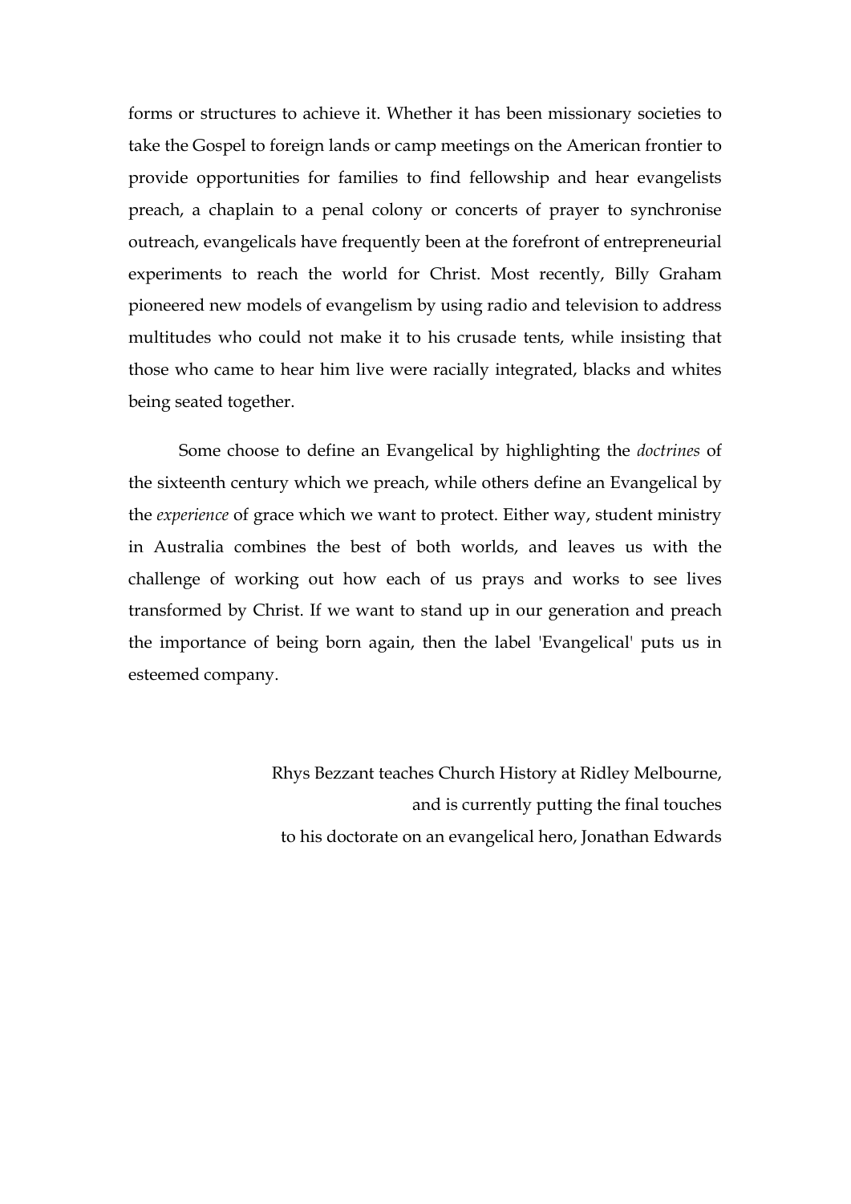forms or structures to achieve it. Whether it has been missionary societies to take the Gospel to foreign lands or camp meetings on the American frontier to provide opportunities for families to find fellowship and hear evangelists preach, a chaplain to a penal colony or concerts of prayer to synchronise outreach, evangelicals have frequently been at the forefront of entrepreneurial experiments to reach the world for Christ. Most recently, Billy Graham pioneered new models of evangelism by using radio and television to address multitudes who could not make it to his crusade tents, while insisting that those who came to hear him live were racially integrated, blacks and whites being seated together.

Some choose to define an Evangelical by highlighting the *doctrines* of the sixteenth century which we preach, while others define an Evangelical by the *experience* of grace which we want to protect. Either way, student ministry in Australia combines the best of both worlds, and leaves us with the challenge of working out how each of us prays and works to see lives transformed by Christ. If we want to stand up in our generation and preach the importance of being born again, then the label 'Evangelical' puts us in esteemed company.

Rhys Bezzant teaches Church History at Ridley Melbourne,
and is currently putting the final touches
to his doctorate on an evangelical hero, Jonathan Edwards